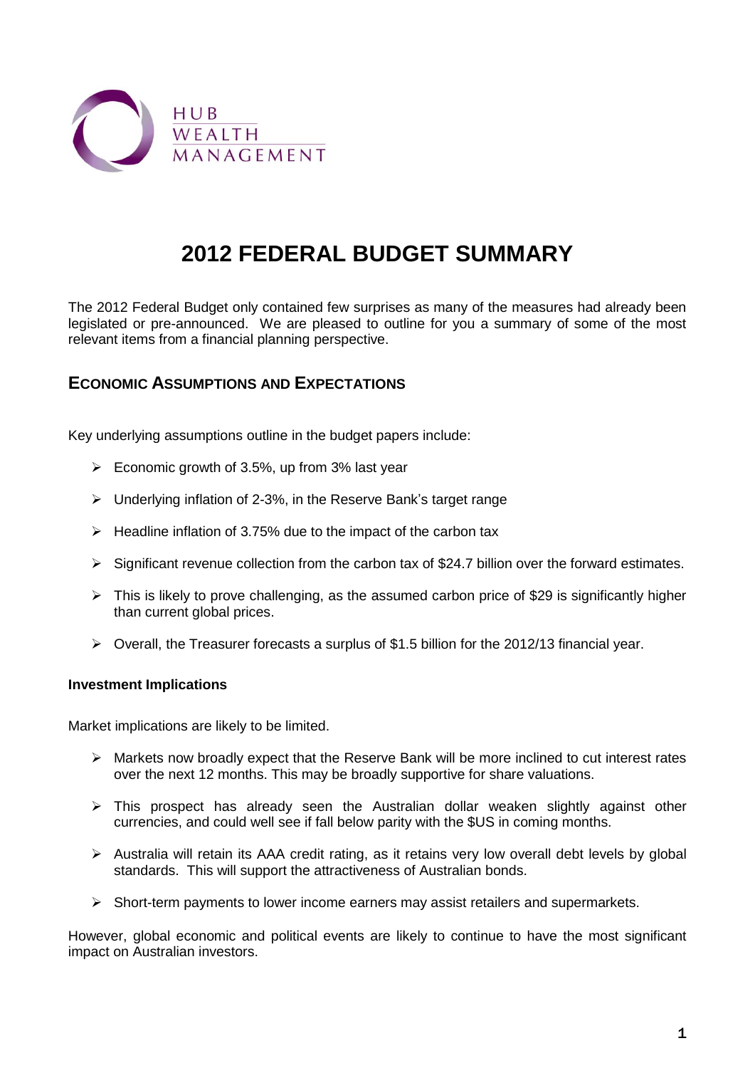HUB WEALTH MANAGEMENT

# 2012 FEDERAL BUDGET SUMMARY

The 2012 Federal Budget only contained few surprises as many of the measures had already been legislated or pre-announced. We are pleased to outline for you a summary of some of the most relevant items from a financial planning perspective.

## Economic Assumptions and Expectations

Key underlying assumptions outline in the budget papers include:

- Economic growth of 3.5%, up from 3% last year
- Underlying inflation of 2-3%, in the Reserve Bank's target range
- Headline inflation of 3.75% due to the impact of the carbon tax
- Significant revenue collection from the carbon tax of $24.7 billion over the forward estimates.
- This is likely to prove challenging, as the assumed carbon price of $29 is significantly higher than current global prices.
- Overall, the Treasurer forecasts a surplus of $1.5 billion for the 2012/13 financial year.

**Investment Implications**

Market implications are likely to be limited.

- Markets now broadly expect that the Reserve Bank will be more inclined to cut interest rates over the next 12 months. This may be broadly supportive for share valuations.
- This prospect has already seen the Australian dollar weaken slightly against other currencies, and could well see if fall below parity with the $US in coming months.
- Australia will retain its AAA credit rating, as it retains very low overall debt levels by global standards. This will support the attractiveness of Australian bonds.
- Short-term payments to lower income earners may assist retailers and supermarkets.

However, global economic and political events are likely to continue to have the most significant impact on Australian investors.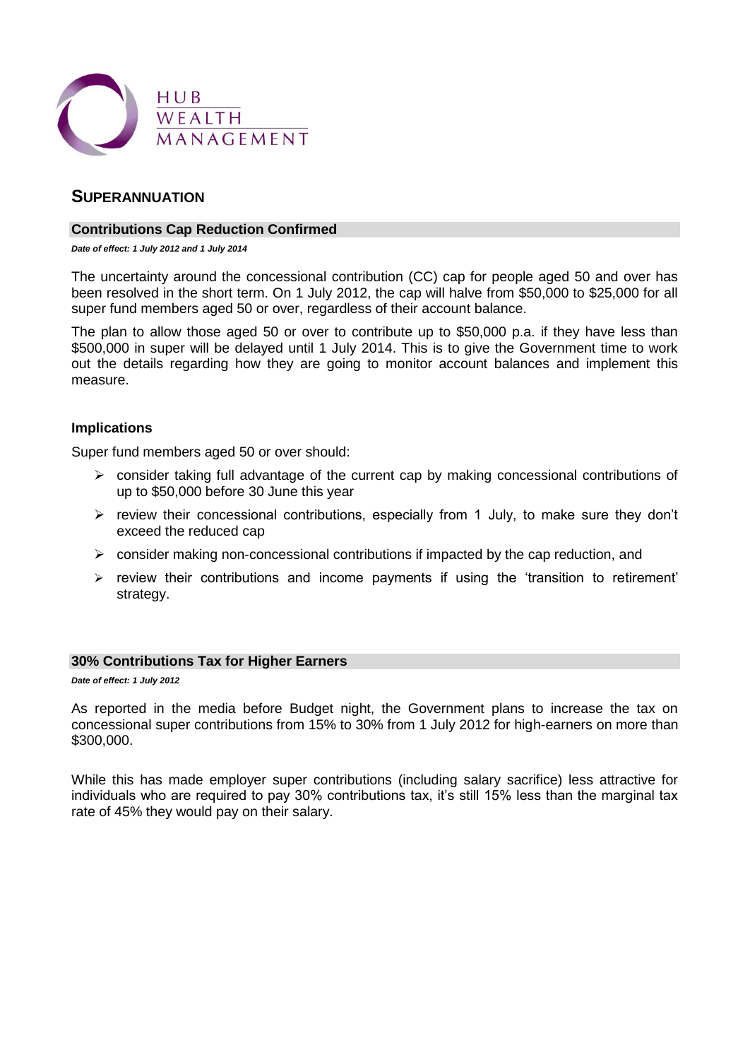HUB WEALTH MANAGEMENT

## SUPERANNUATION

### Contributions Cap Reduction Confirmed

***Date of effect: 1 July 2012 and 1 July 2014***

The uncertainty around the concessional contribution (CC) cap for people aged 50 and over has been resolved in the short term. On 1 July 2012, the cap will halve from $50,000 to $25,000 for all super fund members aged 50 or over, regardless of their account balance.

The plan to allow those aged 50 or over to contribute up to $50,000 p.a. if they have less than $500,000 in super will be delayed until 1 July 2014. This is to give the Government time to work out the details regarding how they are going to monitor account balances and implement this measure.

**Implications**

Super fund members aged 50 or over should:

- consider taking full advantage of the current cap by making concessional contributions of up to $50,000 before 30 June this year
- review their concessional contributions, especially from 1 July, to make sure they don't exceed the reduced cap
- consider making non-concessional contributions if impacted by the cap reduction, and
- review their contributions and income payments if using the 'transition to retirement' strategy.

### 30% Contributions Tax for Higher Earners

***Date of effect: 1 July 2012***

As reported in the media before Budget night, the Government plans to increase the tax on concessional super contributions from 15% to 30% from 1 July 2012 for high-earners on more than $300,000.

While this has made employer super contributions (including salary sacrifice) less attractive for individuals who are required to pay 30% contributions tax, it's still 15% less than the marginal tax rate of 45% they would pay on their salary.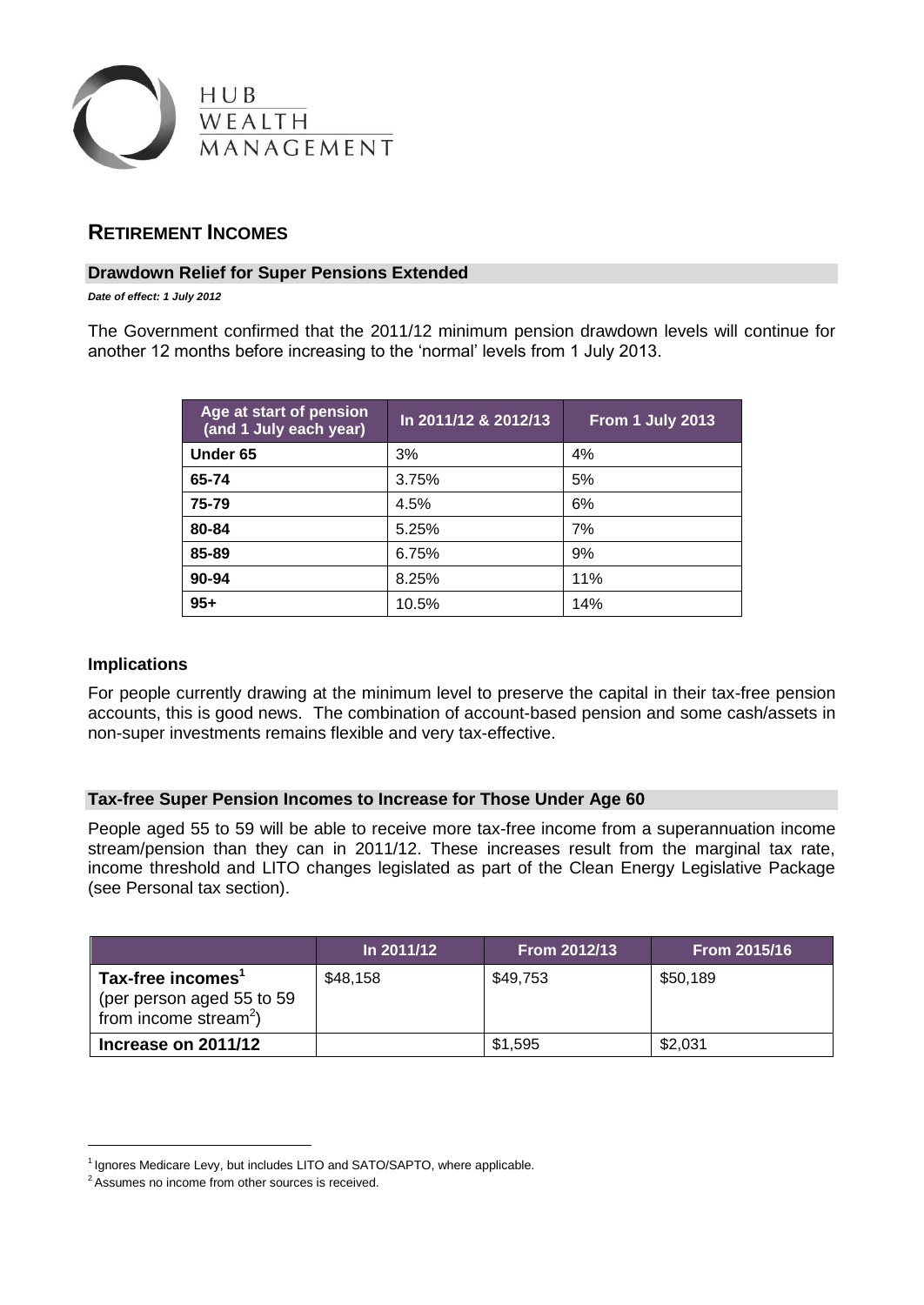HUB WEALTH MANAGEMENT

## RETIREMENT INCOMES

### Drawdown Relief for Super Pensions Extended

***Date of effect: 1 July 2012***

The Government confirmed that the 2011/12 minimum pension drawdown levels will continue for another 12 months before increasing to the 'normal' levels from 1 July 2013.

| Age at start of pension (and 1 July each year) | In 2011/12 & 2012/13 | From 1 July 2013 |
|---|---|---|
| **Under 65** | 3% | 4% |
| **65-74** | 3.75% | 5% |
| **75-79** | 4.5% | 6% |
| **80-84** | 5.25% | 7% |
| **85-89** | 6.75% | 9% |
| **90-94** | 8.25% | 11% |
| **95+** | 10.5% | 14% |

#### Implications

For people currently drawing at the minimum level to preserve the capital in their tax-free pension accounts, this is good news. The combination of account-based pension and some cash/assets in non-super investments remains flexible and very tax-effective.

### Tax-free Super Pension Incomes to Increase for Those Under Age 60

People aged 55 to 59 will be able to receive more tax-free income from a superannuation income stream/pension than they can in 2011/12. These increases result from the marginal tax rate, income threshold and LITO changes legislated as part of the Clean Energy Legislative Package (see Personal tax section).

| | In 2011/12 | From 2012/13 | From 2015/16 |
|---|---|---|---|
| **Tax-free incomes**[1] (per person aged 55 to 59 from income stream[2]) | \$48,158 | \$49,753 | \$50,189 |
| **Increase on 2011/12** | | \$1,595 | \$2,031 |

[1] Ignores Medicare Levy, but includes LITO and SATO/SAPTO, where applicable.

[2] Assumes no income from other sources is received.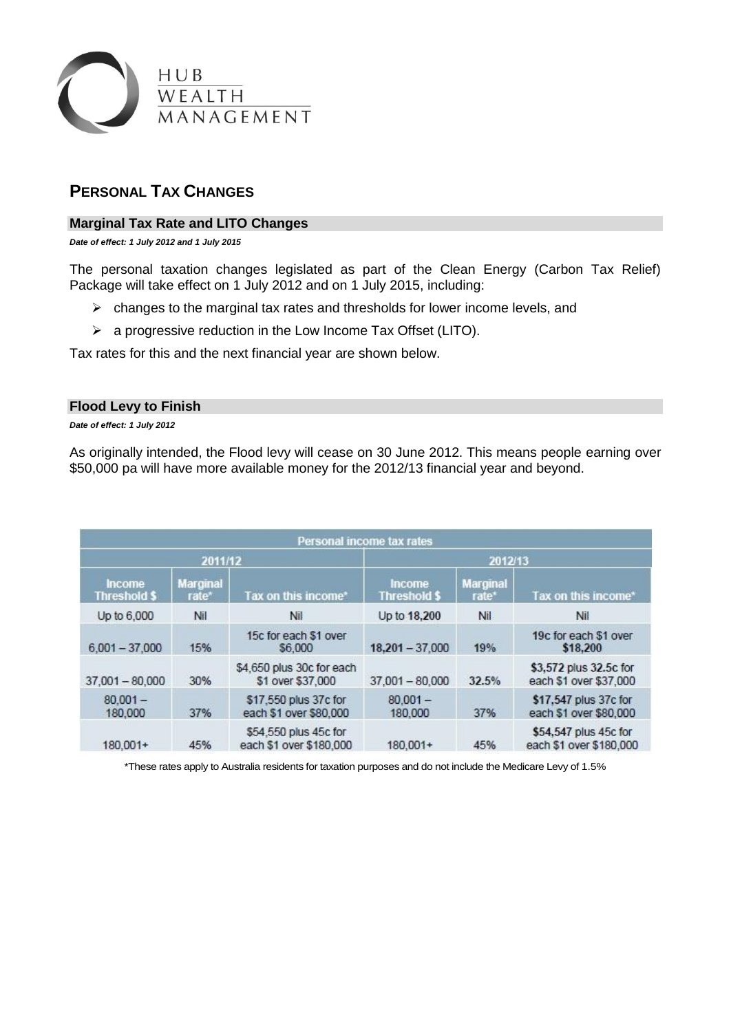HUB WEALTH MANAGEMENT

## PERSONAL TAX CHANGES

### Marginal Tax Rate and LITO Changes

***Date of effect: 1 July 2012 and 1 July 2015***

The personal taxation changes legislated as part of the Clean Energy (Carbon Tax Relief) Package will take effect on 1 July 2012 and on 1 July 2015, including:

- changes to the marginal tax rates and thresholds for lower income levels, and
- a progressive reduction in the Low Income Tax Offset (LITO).

Tax rates for this and the next financial year are shown below.

### Flood Levy to Finish

***Date of effect: 1 July 2012***

As originally intended, the Flood levy will cease on 30 June 2012. This means people earning over $50,000 pa will have more available money for the 2012/13 financial year and beyond.

| Personal income tax rates | | | | | |
|---|---|---|---|---|---|
| 2011/12 | | | 2012/13 | | |
| Income Threshold $ | Marginal rate* | Tax on this income* | Income Threshold $ | Marginal rate* | Tax on this income* |
| Up to 6,000 | Nil | Nil | Up to **18,200** | Nil | Nil |
| 6,001 – 37,000 | 15% | 15c for each $1 over $6,000 | **18,201** – 37,000 | **19%** | **19c** for each $1 over **$18,200** |
| 37,001 – 80,000 | 30% | $4,650 plus 30c for each $1 over $37,000 | 37,001 – 80,000 | **32.5%** | **$3,572** plus **32.5c** for each $1 over $37,000 |
| 80,001 – 180,000 | 37% | $17,550 plus 37c for each $1 over $80,000 | 80,001 – 180,000 | 37% | **$17,547** plus 37c for each $1 over $80,000 |
| 180,001+ | 45% | $54,550 plus 45c for each $1 over $180,000 | 180,001+ | 45% | **$54,547** plus 45c for each $1 over $180,000 |

*These rates apply to Australia residents for taxation purposes and do not include the Medicare Levy of 1.5%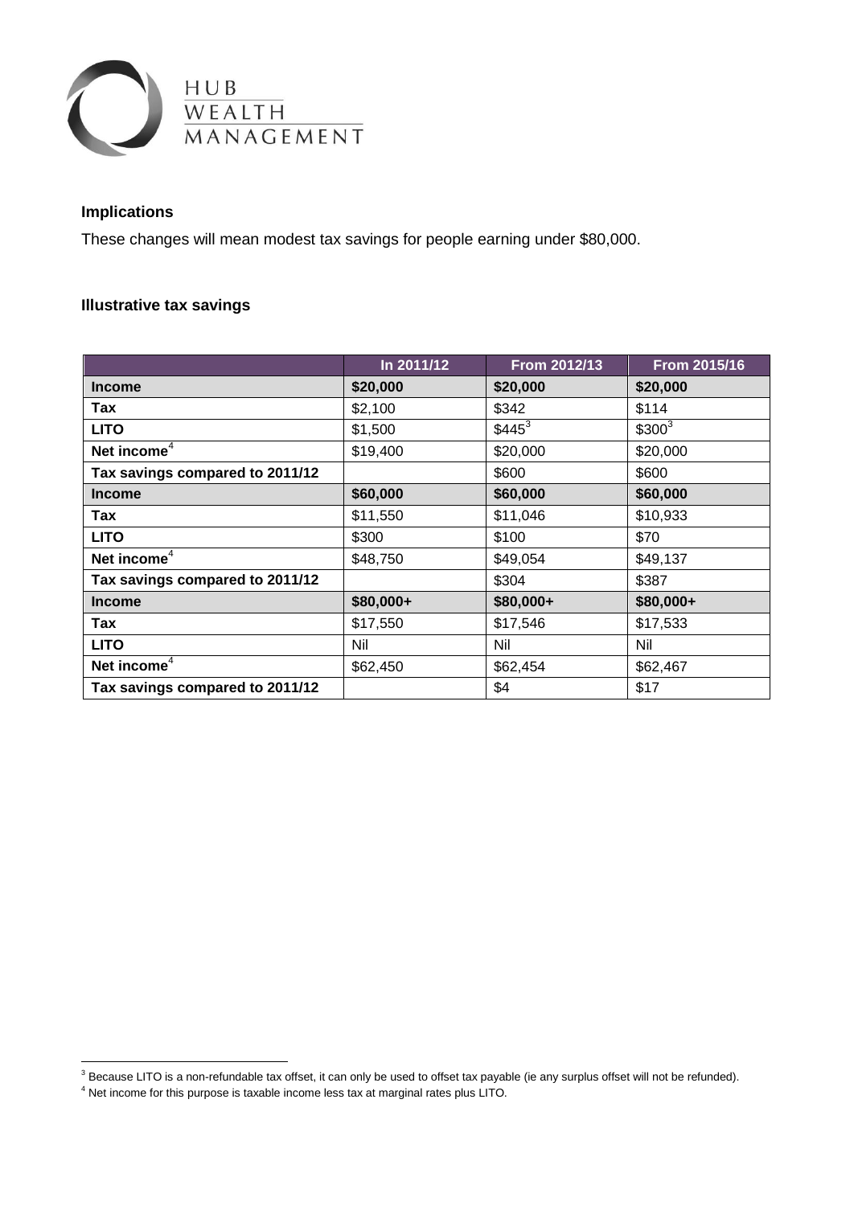### Implications

These changes will mean modest tax savings for people earning under $80,000.

### Illustrative tax savings

| | In 2011/12 | From 2012/13 | From 2015/16 |
|---|---|---|---|
| **Income** | **$20,000** | **$20,000** | **$20,000** |
| **Tax** | $2,100 | $342 | $114 |
| **LITO** | $1,500 | $445[3] | $300[3] |
| **Net income**[4] | $19,400 | $20,000 | $20,000 |
| **Tax savings compared to 2011/12** | | $600 | $600 |
| **Income** | **$60,000** | **$60,000** | **$60,000** |
| **Tax** | $11,550 | $11,046 | $10,933 |
| **LITO** | $300 | $100 | $70 |
| **Net income**[4] | $48,750 | $49,054 | $49,137 |
| **Tax savings compared to 2011/12** | | $304 | $387 |
| **Income** | **$80,000+** | **$80,000+** | **$80,000+** |
| **Tax** | $17,550 | $17,546 | $17,533 |
| **LITO** | Nil | Nil | Nil |
| **Net income**[4] | $62,450 | $62,454 | $62,467 |
| **Tax savings compared to 2011/12** | | $4 | $17 |

[3] Because LITO is a non-refundable tax offset, it can only be used to offset tax payable (ie any surplus offset will not be refunded).

[4] Net income for this purpose is taxable income less tax at marginal rates plus LITO.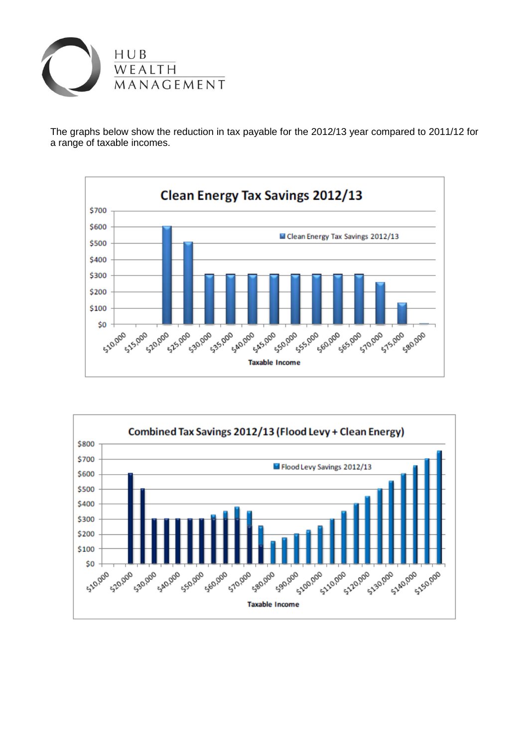HUB
WEALTH
MANAGEMENT

The graphs below show the reduction in tax payable for the 2012/13 year compared to 2011/12 for a range of taxable incomes.

**Clean Energy Tax Savings 2012/13**

Clean Energy Tax Savings 2012/13

Taxable Income: $10,000 · $15,000 · $20,000 · $25,000 · $30,000 · $35,000 · $40,000 · $45,000 · $50,000 · $55,000 · $60,000 · $65,000 · $70,000 · $75,000 · $80,000

**Combined Tax Savings 2012/13 (Flood Levy + Clean Energy)**

Flood Levy Savings 2012/13

Taxable Income: $10,000 · $20,000 · $30,000 · $40,000 · $50,000 · $60,000 · $70,000 · $80,000 · $90,000 · $100,000 · $110,000 · $120,000 · $130,000 · $140,000 · $150,000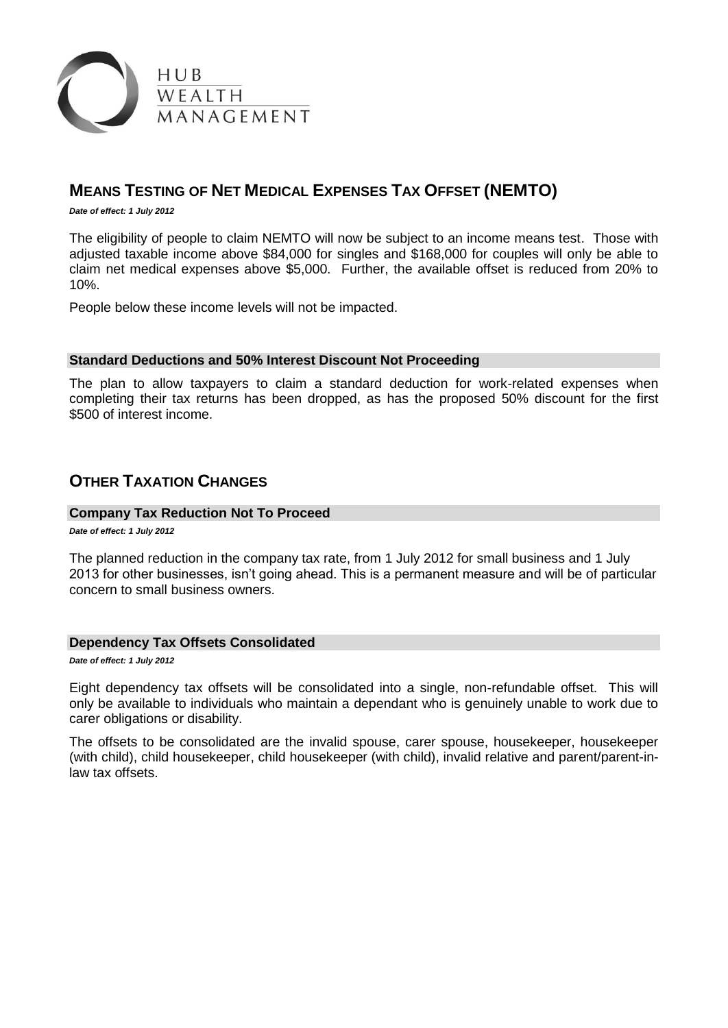## Means Testing of Net Medical Expenses Tax Offset (NEMTO)

***Date of effect: 1 July 2012***

The eligibility of people to claim NEMTO will now be subject to an income means test. Those with adjusted taxable income above $84,000 for singles and $168,000 for couples will only be able to claim net medical expenses above $5,000. Further, the available offset is reduced from 20% to 10%.

People below these income levels will not be impacted.

### Standard Deductions and 50% Interest Discount Not Proceeding

The plan to allow taxpayers to claim a standard deduction for work-related expenses when completing their tax returns has been dropped, as has the proposed 50% discount for the first $500 of interest income.

## Other Taxation Changes

### Company Tax Reduction Not To Proceed

***Date of effect: 1 July 2012***

The planned reduction in the company tax rate, from 1 July 2012 for small business and 1 July 2013 for other businesses, isn't going ahead. This is a permanent measure and will be of particular concern to small business owners.

### Dependency Tax Offsets Consolidated

***Date of effect: 1 July 2012***

Eight dependency tax offsets will be consolidated into a single, non-refundable offset. This will only be available to individuals who maintain a dependant who is genuinely unable to work due to carer obligations or disability.

The offsets to be consolidated are the invalid spouse, carer spouse, housekeeper, housekeeper (with child), child housekeeper, child housekeeper (with child), invalid relative and parent/parent-in-law tax offsets.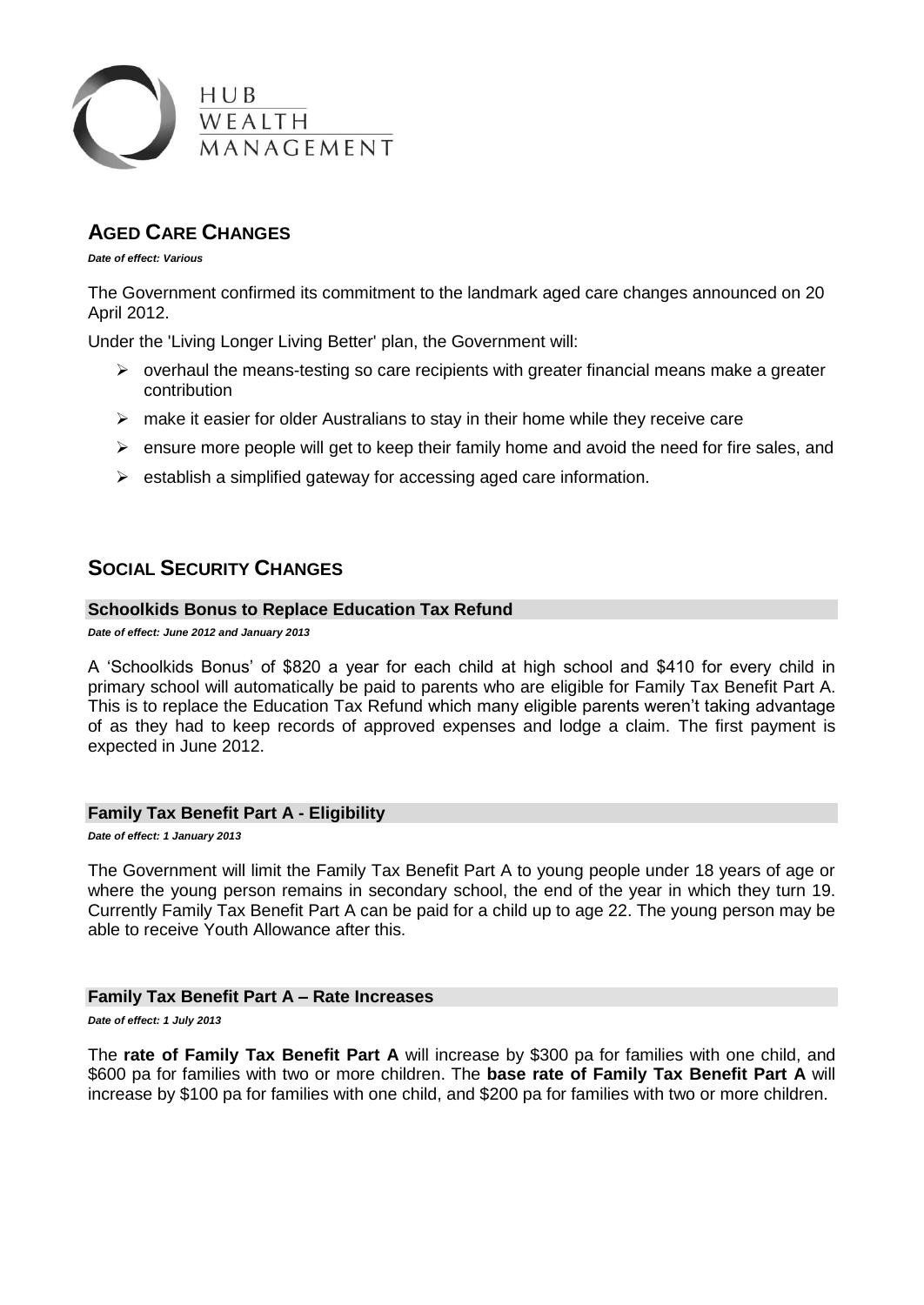## Aged Care Changes

***Date of effect: Various***

The Government confirmed its commitment to the landmark aged care changes announced on 20 April 2012.

Under the 'Living Longer Living Better' plan, the Government will:

- overhaul the means-testing so care recipients with greater financial means make a greater contribution
- make it easier for older Australians to stay in their home while they receive care
- ensure more people will get to keep their family home and avoid the need for fire sales, and
- establish a simplified gateway for accessing aged care information.

## Social Security Changes

### Schoolkids Bonus to Replace Education Tax Refund

***Date of effect: June 2012 and January 2013***

A 'Schoolkids Bonus' of $820 a year for each child at high school and $410 for every child in primary school will automatically be paid to parents who are eligible for Family Tax Benefit Part A. This is to replace the Education Tax Refund which many eligible parents weren't taking advantage of as they had to keep records of approved expenses and lodge a claim. The first payment is expected in June 2012.

### Family Tax Benefit Part A - Eligibility

***Date of effect: 1 January 2013***

The Government will limit the Family Tax Benefit Part A to young people under 18 years of age or where the young person remains in secondary school, the end of the year in which they turn 19. Currently Family Tax Benefit Part A can be paid for a child up to age 22. The young person may be able to receive Youth Allowance after this.

### Family Tax Benefit Part A – Rate Increases

***Date of effect: 1 July 2013***

The **rate of Family Tax Benefit Part A** will increase by $300 pa for families with one child, and $600 pa for families with two or more children. The **base rate of Family Tax Benefit Part A** will increase by $100 pa for families with one child, and $200 pa for families with two or more children.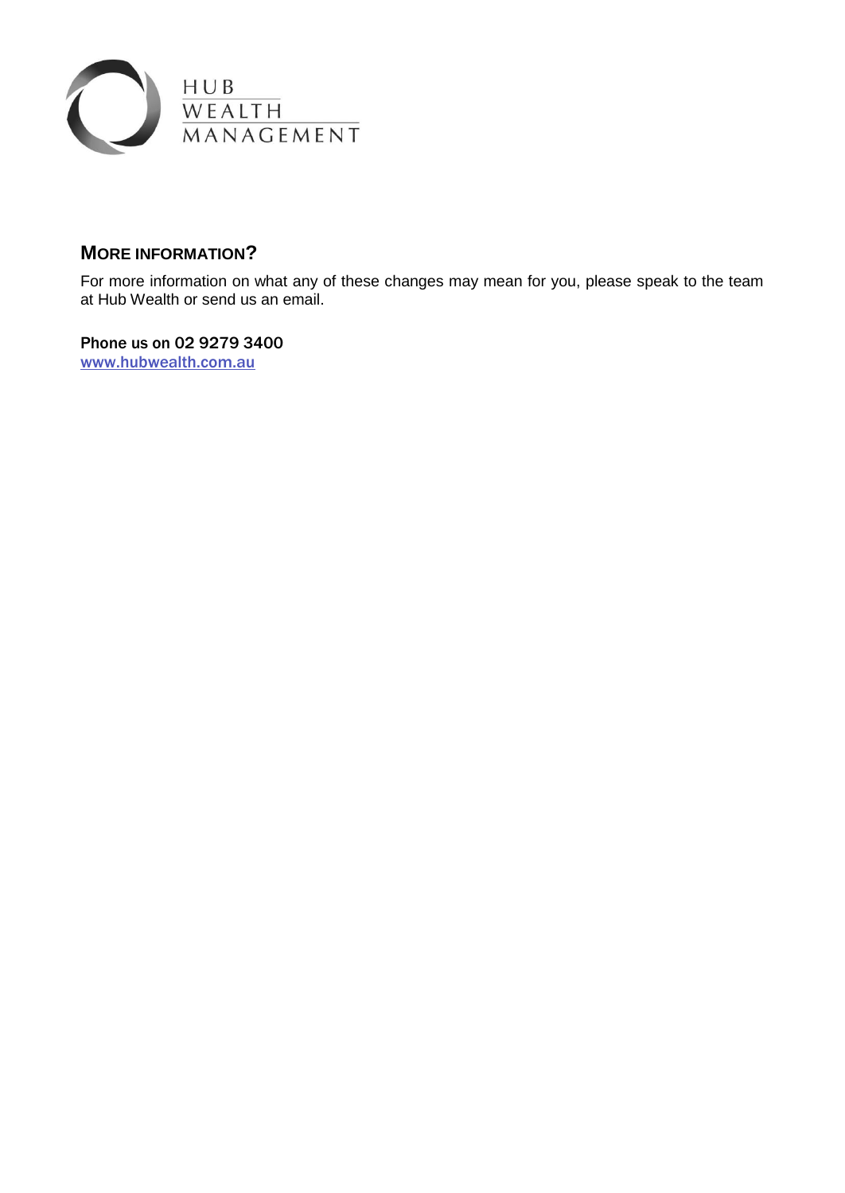HUB WEALTH MANAGEMENT

## MORE INFORMATION?

For more information on what any of these changes may mean for you, please speak to the team at Hub Wealth or send us an email.

**Phone us on 02 9279 3400**
**www.hubwealth.com.au**